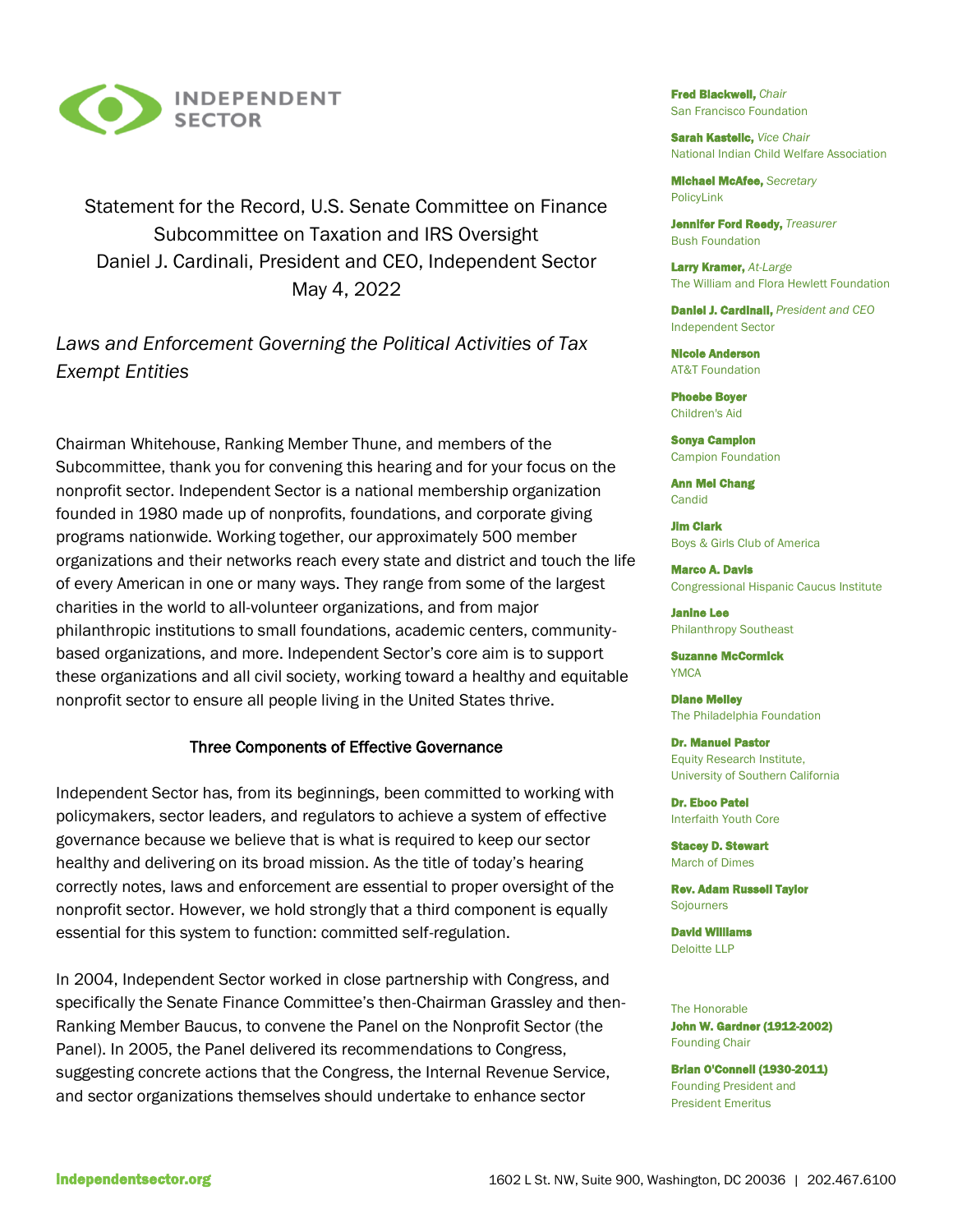INDEPENDENT SECTOR

Statement for the Record, U.S. Senate Committee on Finance
Subcommittee on Taxation and IRS Oversight
Daniel J. Cardinali, President and CEO, Independent Sector
May 4, 2022

*Laws and Enforcement Governing the Political Activities of Tax Exempt Entities*

Chairman Whitehouse, Ranking Member Thune, and members of the Subcommittee, thank you for convening this hearing and for your focus on the nonprofit sector. Independent Sector is a national membership organization founded in 1980 made up of nonprofits, foundations, and corporate giving programs nationwide. Working together, our approximately 500 member organizations and their networks reach every state and district and touch the life of every American in one or many ways. They range from some of the largest charities in the world to all-volunteer organizations, and from major philanthropic institutions to small foundations, academic centers, community-based organizations, and more. Independent Sector's core aim is to support these organizations and all civil society, working toward a healthy and equitable nonprofit sector to ensure all people living in the United States thrive.

## Three Components of Effective Governance

Independent Sector has, from its beginnings, been committed to working with policymakers, sector leaders, and regulators to achieve a system of effective governance because we believe that is what is required to keep our sector healthy and delivering on its broad mission. As the title of today's hearing correctly notes, laws and enforcement are essential to proper oversight of the nonprofit sector. However, we hold strongly that a third component is equally essential for this system to function: committed self-regulation.

In 2004, Independent Sector worked in close partnership with Congress, and specifically the Senate Finance Committee's then-Chairman Grassley and then-Ranking Member Baucus, to convene the Panel on the Nonprofit Sector (the Panel). In 2005, the Panel delivered its recommendations to Congress, suggesting concrete actions that the Congress, the Internal Revenue Service, and sector organizations themselves should undertake to enhance sector

**Fred Blackwell,** *Chair*
San Francisco Foundation

**Sarah Kastelic,** *Vice Chair*
National Indian Child Welfare Association

**Michael McAfee,** *Secretary*
PolicyLink

**Jennifer Ford Reedy,** *Treasurer*
Bush Foundation

**Larry Kramer,** *At-Large*
The William and Flora Hewlett Foundation

**Daniel J. Cardinali,** *President and CEO*
Independent Sector

**Nicole Anderson**
AT&T Foundation

**Phoebe Boyer**
Children's Aid

**Sonya Campion**
Campion Foundation

**Ann Mei Chang**
Candid

**Jim Clark**
Boys & Girls Club of America

**Marco A. Davis**
Congressional Hispanic Caucus Institute

**Janine Lee**
Philanthropy Southeast

**Suzanne McCormick**
YMCA

**Diane Melley**
The Philadelphia Foundation

**Dr. Manuel Pastor**
Equity Research Institute, University of Southern California

**Dr. Eboo Patel**
Interfaith Youth Core

**Stacey D. Stewart**
March of Dimes

**Rev. Adam Russell Taylor**
Sojourners

**David Williams**
Deloitte LLP

The Honorable
**John W. Gardner (1912-2002)**
Founding Chair

**Brian O'Connell (1930-2011)**
Founding President and President Emeritus

**Independentsector.org** 1602 L St. NW, Suite 900, Washington, DC 20036 | 202.467.6100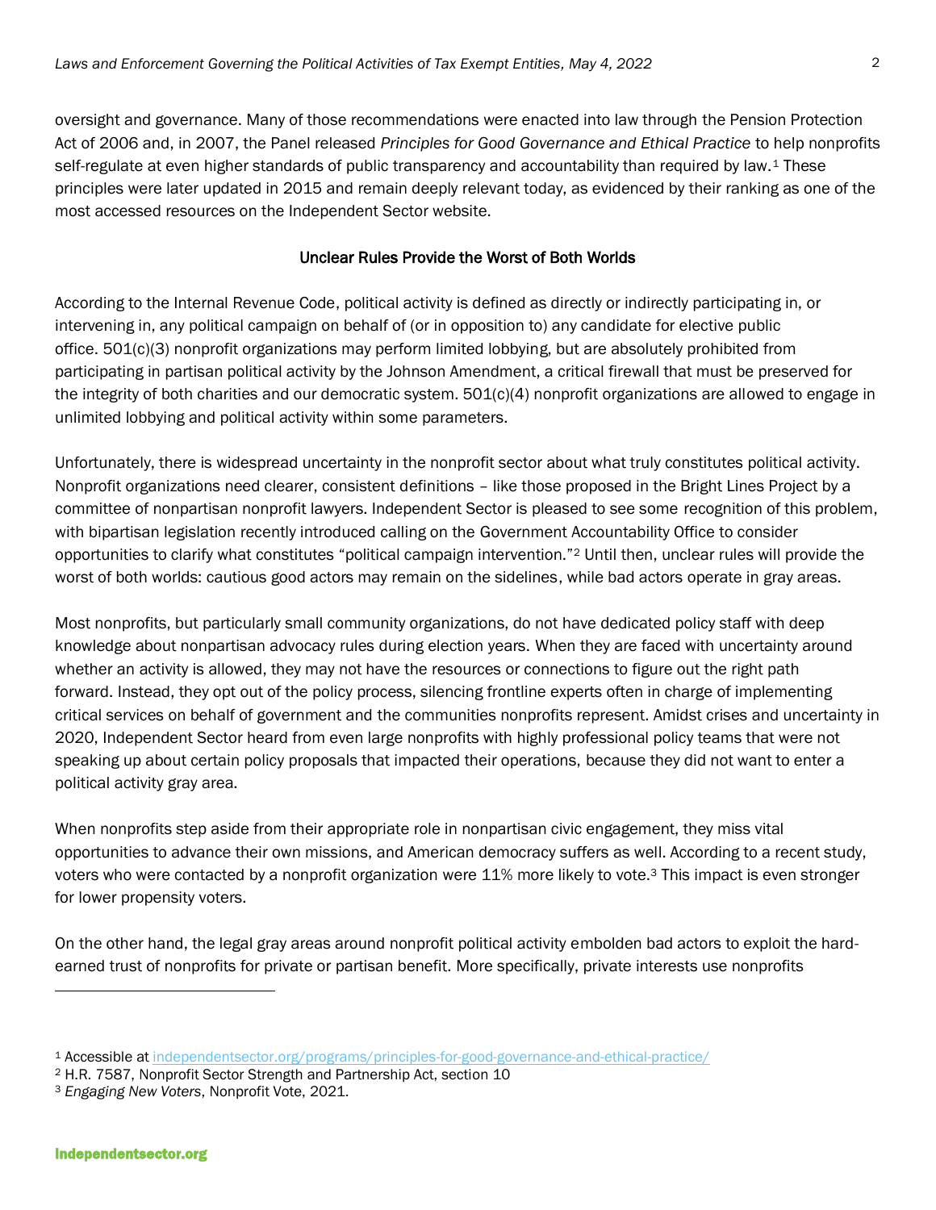oversight and governance. Many of those recommendations were enacted into law through the Pension Protection Act of 2006 and, in 2007, the Panel released *Principles for Good Governance and Ethical Practice* to help nonprofits self-regulate at even higher standards of public transparency and accountability than required by law.[1] These principles were later updated in 2015 and remain deeply relevant today, as evidenced by their ranking as one of the most accessed resources on the Independent Sector website.

## Unclear Rules Provide the Worst of Both Worlds

According to the Internal Revenue Code, political activity is defined as directly or indirectly participating in, or intervening in, any political campaign on behalf of (or in opposition to) any candidate for elective public office. 501(c)(3) nonprofit organizations may perform limited lobbying, but are absolutely prohibited from participating in partisan political activity by the Johnson Amendment, a critical firewall that must be preserved for the integrity of both charities and our democratic system. 501(c)(4) nonprofit organizations are allowed to engage in unlimited lobbying and political activity within some parameters.

Unfortunately, there is widespread uncertainty in the nonprofit sector about what truly constitutes political activity. Nonprofit organizations need clearer, consistent definitions – like those proposed in the Bright Lines Project by a committee of nonpartisan nonprofit lawyers. Independent Sector is pleased to see some recognition of this problem, with bipartisan legislation recently introduced calling on the Government Accountability Office to consider opportunities to clarify what constitutes "political campaign intervention."[2] Until then, unclear rules will provide the worst of both worlds: cautious good actors may remain on the sidelines, while bad actors operate in gray areas.

Most nonprofits, but particularly small community organizations, do not have dedicated policy staff with deep knowledge about nonpartisan advocacy rules during election years. When they are faced with uncertainty around whether an activity is allowed, they may not have the resources or connections to figure out the right path forward. Instead, they opt out of the policy process, silencing frontline experts often in charge of implementing critical services on behalf of government and the communities nonprofits represent. Amidst crises and uncertainty in 2020, Independent Sector heard from even large nonprofits with highly professional policy teams that were not speaking up about certain policy proposals that impacted their operations, because they did not want to enter a political activity gray area.

When nonprofits step aside from their appropriate role in nonpartisan civic engagement, they miss vital opportunities to advance their own missions, and American democracy suffers as well. According to a recent study, voters who were contacted by a nonprofit organization were 11% more likely to vote.[3] This impact is even stronger for lower propensity voters.

On the other hand, the legal gray areas around nonprofit political activity embolden bad actors to exploit the hard-earned trust of nonprofits for private or partisan benefit. More specifically, private interests use nonprofits

---

[1] Accessible at [independentsector.org/programs/principles-for-good-governance-and-ethical-practice/](independentsector.org/programs/principles-for-good-governance-and-ethical-practice/)

[2] H.R. 7587, Nonprofit Sector Strength and Partnership Act, section 10

[3] *Engaging New Voters*, Nonprofit Vote, 2021.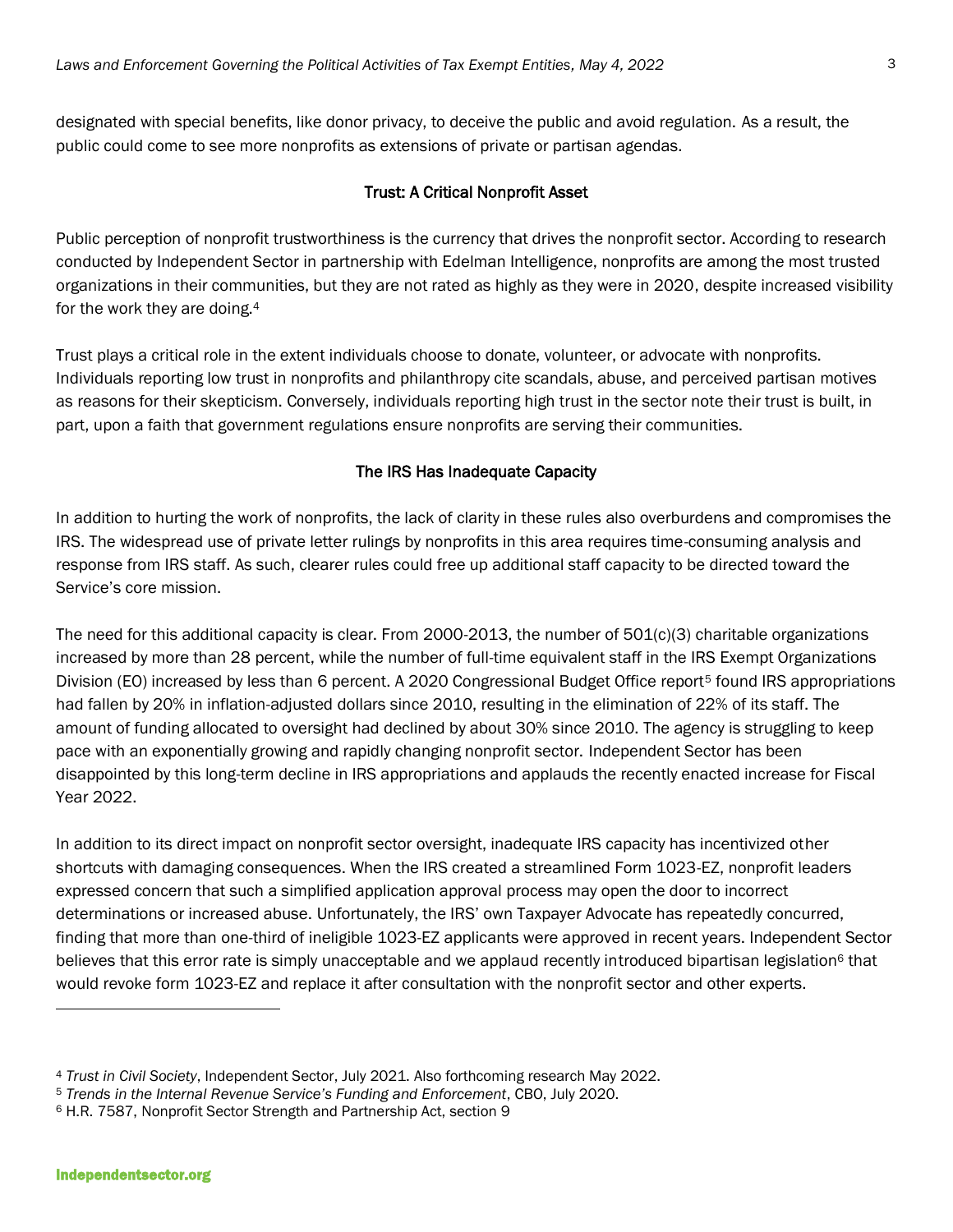designated with special benefits, like donor privacy, to deceive the public and avoid regulation. As a result, the public could come to see more nonprofits as extensions of private or partisan agendas.

### Trust: A Critical Nonprofit Asset

Public perception of nonprofit trustworthiness is the currency that drives the nonprofit sector. According to research conducted by Independent Sector in partnership with Edelman Intelligence, nonprofits are among the most trusted organizations in their communities, but they are not rated as highly as they were in 2020, despite increased visibility for the work they are doing.[4]

Trust plays a critical role in the extent individuals choose to donate, volunteer, or advocate with nonprofits. Individuals reporting low trust in nonprofits and philanthropy cite scandals, abuse, and perceived partisan motives as reasons for their skepticism. Conversely, individuals reporting high trust in the sector note their trust is built, in part, upon a faith that government regulations ensure nonprofits are serving their communities.

### The IRS Has Inadequate Capacity

In addition to hurting the work of nonprofits, the lack of clarity in these rules also overburdens and compromises the IRS. The widespread use of private letter rulings by nonprofits in this area requires time-consuming analysis and response from IRS staff. As such, clearer rules could free up additional staff capacity to be directed toward the Service's core mission.

The need for this additional capacity is clear. From 2000-2013, the number of 501(c)(3) charitable organizations increased by more than 28 percent, while the number of full-time equivalent staff in the IRS Exempt Organizations Division (EO) increased by less than 6 percent. A 2020 Congressional Budget Office report[5] found IRS appropriations had fallen by 20% in inflation-adjusted dollars since 2010, resulting in the elimination of 22% of its staff. The amount of funding allocated to oversight had declined by about 30% since 2010. The agency is struggling to keep pace with an exponentially growing and rapidly changing nonprofit sector. Independent Sector has been disappointed by this long-term decline in IRS appropriations and applauds the recently enacted increase for Fiscal Year 2022.

In addition to its direct impact on nonprofit sector oversight, inadequate IRS capacity has incentivized other shortcuts with damaging consequences. When the IRS created a streamlined Form 1023-EZ, nonprofit leaders expressed concern that such a simplified application approval process may open the door to incorrect determinations or increased abuse. Unfortunately, the IRS' own Taxpayer Advocate has repeatedly concurred, finding that more than one-third of ineligible 1023-EZ applicants were approved in recent years. Independent Sector believes that this error rate is simply unacceptable and we applaud recently introduced bipartisan legislation[6] that would revoke form 1023-EZ and replace it after consultation with the nonprofit sector and other experts.

---

[4] *Trust in Civil Society*, Independent Sector, July 2021. Also forthcoming research May 2022.

[5] *Trends in the Internal Revenue Service's Funding and Enforcement*, CBO, July 2020.

[6] H.R. 7587, Nonprofit Sector Strength and Partnership Act, section 9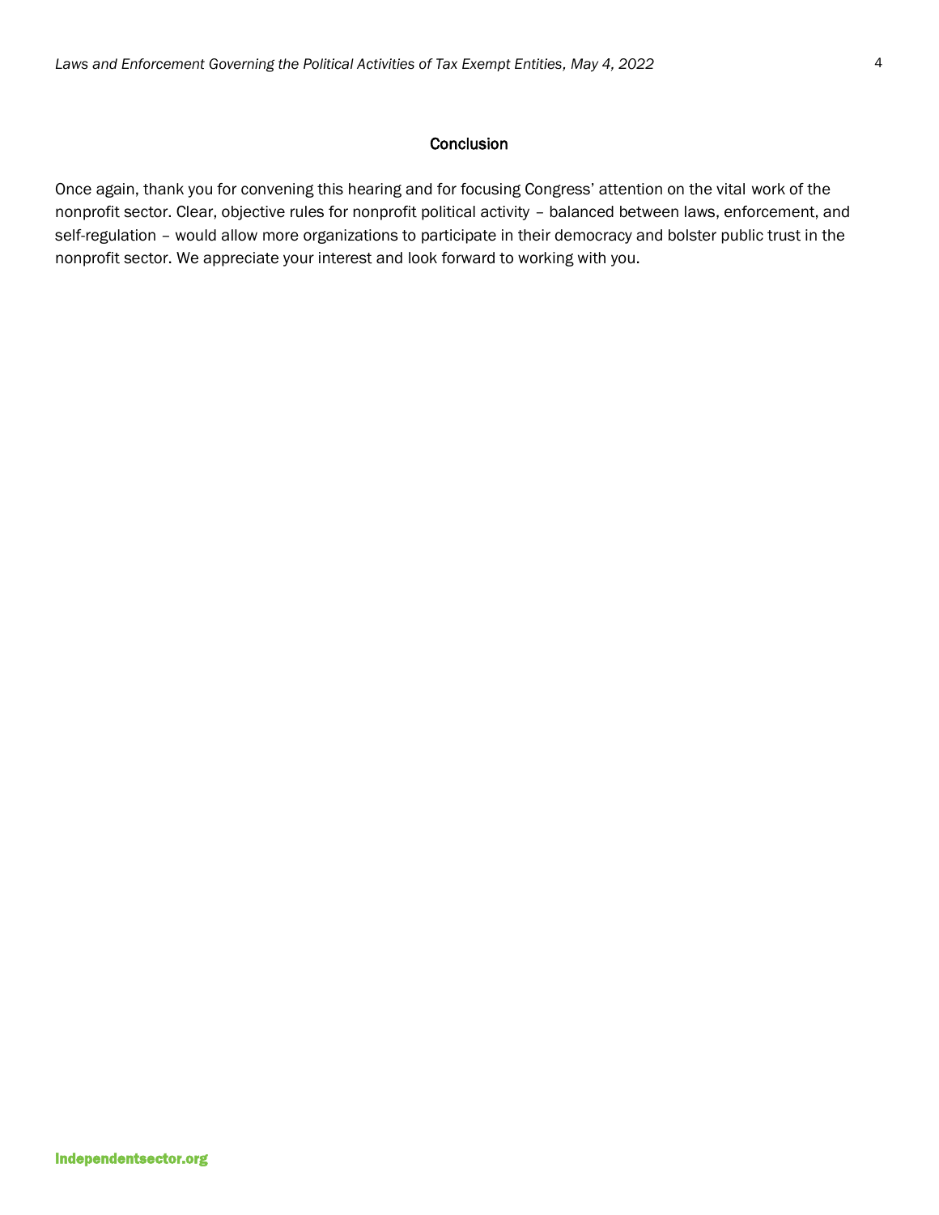## Conclusion

Once again, thank you for convening this hearing and for focusing Congress' attention on the vital work of the nonprofit sector. Clear, objective rules for nonprofit political activity – balanced between laws, enforcement, and self-regulation – would allow more organizations to participate in their democracy and bolster public trust in the nonprofit sector. We appreciate your interest and look forward to working with you.